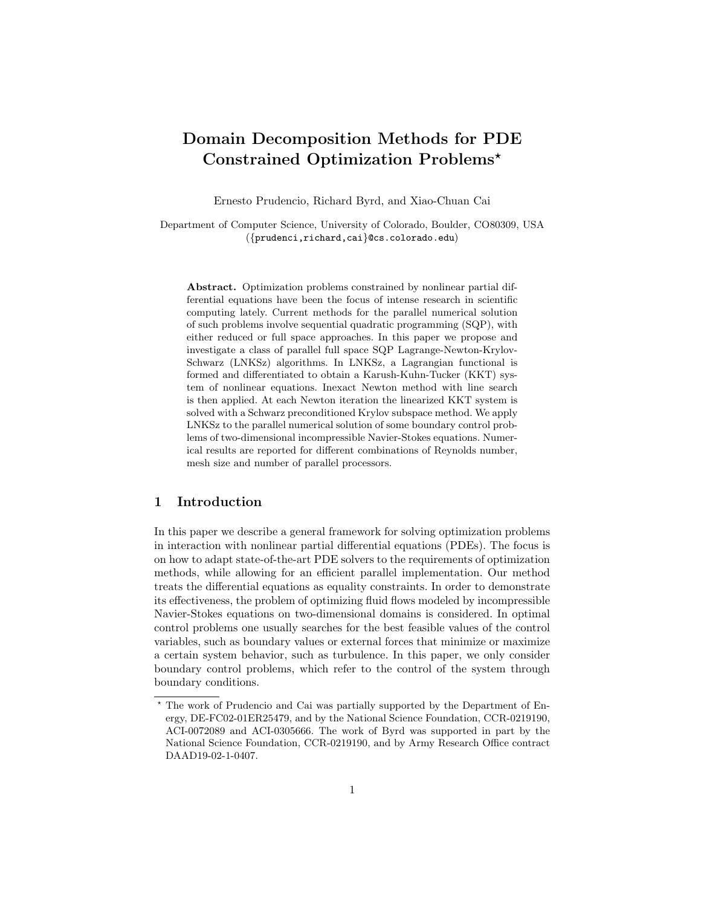# Domain Decomposition Methods for PDE Constrained Optimization Problems*

Ernesto Prudencio, Richard Byrd, and Xiao-Chuan Cai

Department of Computer Science, University of Colorado, Boulder, CO80309, USA
({prudenci,richard,cai}@cs.colorado.edu)

**Abstract.** Optimization problems constrained by nonlinear partial differential equations have been the focus of intense research in scientific computing lately. Current methods for the parallel numerical solution of such problems involve sequential quadratic programming (SQP), with either reduced or full space approaches. In this paper we propose and investigate a class of parallel full space SQP Lagrange-Newton-Krylov-Schwarz (LNKSz) algorithms. In LNKSz, a Lagrangian functional is formed and differentiated to obtain a Karush-Kuhn-Tucker (KKT) system of nonlinear equations. Inexact Newton method with line search is then applied. At each Newton iteration the linearized KKT system is solved with a Schwarz preconditioned Krylov subspace method. We apply LNKSz to the parallel numerical solution of some boundary control problems of two-dimensional incompressible Navier-Stokes equations. Numerical results are reported for different combinations of Reynolds number, mesh size and number of parallel processors.

## 1 Introduction

In this paper we describe a general framework for solving optimization problems in interaction with nonlinear partial differential equations (PDEs). The focus is on how to adapt state-of-the-art PDE solvers to the requirements of optimization methods, while allowing for an efficient parallel implementation. Our method treats the differential equations as equality constraints. In order to demonstrate its effectiveness, the problem of optimizing fluid flows modeled by incompressible Navier-Stokes equations on two-dimensional domains is considered. In optimal control problems one usually searches for the best feasible values of the control variables, such as boundary values or external forces that minimize or maximize a certain system behavior, such as turbulence. In this paper, we only consider boundary control problems, which refer to the control of the system through boundary conditions.

* The work of Prudencio and Cai was partially supported by the Department of Energy, DE-FC02-01ER25479, and by the National Science Foundation, CCR-0219190, ACI-0072089 and ACI-0305666. The work of Byrd was supported in part by the National Science Foundation, CCR-0219190, and by Army Research Office contract DAAD19-02-1-0407.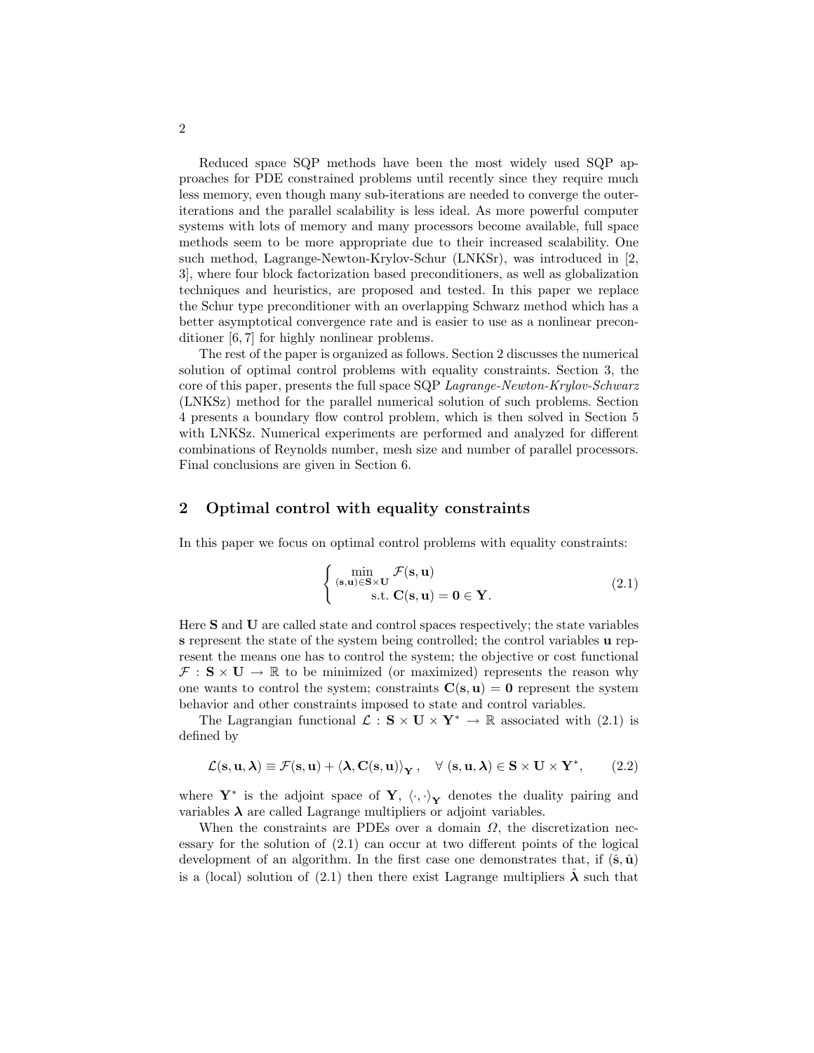Reduced space SQP methods have been the most widely used SQP approaches for PDE constrained problems until recently since they require much less memory, even though many sub-iterations are needed to converge the outer-iterations and the parallel scalability is less ideal. As more powerful computer systems with lots of memory and many processors become available, full space methods seem to be more appropriate due to their increased scalability. One such method, Lagrange-Newton-Krylov-Schur (LNKSr), was introduced in [2, 3], where four block factorization based preconditioners, as well as globalization techniques and heuristics, are proposed and tested. In this paper we replace the Schur type preconditioner with an overlapping Schwarz method which has a better asymptotical convergence rate and is easier to use as a nonlinear preconditioner [6, 7] for highly nonlinear problems.

The rest of the paper is organized as follows. Section 2 discusses the numerical solution of optimal control problems with equality constraints. Section 3, the core of this paper, presents the full space SQP *Lagrange-Newton-Krylov-Schwarz* (LNKSz) method for the parallel numerical solution of such problems. Section 4 presents a boundary flow control problem, which is then solved in Section 5 with LNKSz. Numerical experiments are performed and analyzed for different combinations of Reynolds number, mesh size and number of parallel processors. Final conclusions are given in Section 6.

## 2 Optimal control with equality constraints

In this paper we focus on optimal control problems with equality constraints:

$$\begin{cases} \min\limits_{(\mathbf{s},\mathbf{u})\in\mathbf{S}\times\mathbf{U}} \mathcal{F}(\mathbf{s},\mathbf{u}) \\ \qquad \text{s.t. } \mathbf{C}(\mathbf{s},\mathbf{u}) = \mathbf{0} \in \mathbf{Y}. \end{cases} \tag{2.1}$$

Here $\mathbf{S}$ and $\mathbf{U}$ are called state and control spaces respectively; the state variables $\mathbf{s}$ represent the state of the system being controlled; the control variables $\mathbf{u}$ represent the means one has to control the system; the objective or cost functional $\mathcal{F} : \mathbf{S} \times \mathbf{U} \to \mathbb{R}$ to be minimized (or maximized) represents the reason why one wants to control the system; constraints $\mathbf{C}(\mathbf{s},\mathbf{u}) = \mathbf{0}$ represent the system behavior and other constraints imposed to state and control variables.

The Lagrangian functional $\mathcal{L} : \mathbf{S} \times \mathbf{U} \times \mathbf{Y}^* \to \mathbb{R}$ associated with (2.1) is defined by

$$\mathcal{L}(\mathbf{s},\mathbf{u},\boldsymbol{\lambda}) \equiv \mathcal{F}(\mathbf{s},\mathbf{u}) + \langle \boldsymbol{\lambda}, \mathbf{C}(\mathbf{s},\mathbf{u}) \rangle_{\mathbf{Y}}, \quad \forall\ (\mathbf{s},\mathbf{u},\boldsymbol{\lambda}) \in \mathbf{S} \times \mathbf{U} \times \mathbf{Y}^*, \tag{2.2}$$

where $\mathbf{Y}^*$ is the adjoint space of $\mathbf{Y}$, $\langle \cdot, \cdot \rangle_{\mathbf{Y}}$ denotes the duality pairing and variables $\boldsymbol{\lambda}$ are called Lagrange multipliers or adjoint variables.

When the constraints are PDEs over a domain $\Omega$, the discretization necessary for the solution of (2.1) can occur at two different points of the logical development of an algorithm. In the first case one demonstrates that, if $(\hat{\mathbf{s}}, \hat{\mathbf{u}})$ is a (local) solution of (2.1) then there exist Lagrange multipliers $\hat{\boldsymbol{\lambda}}$ such that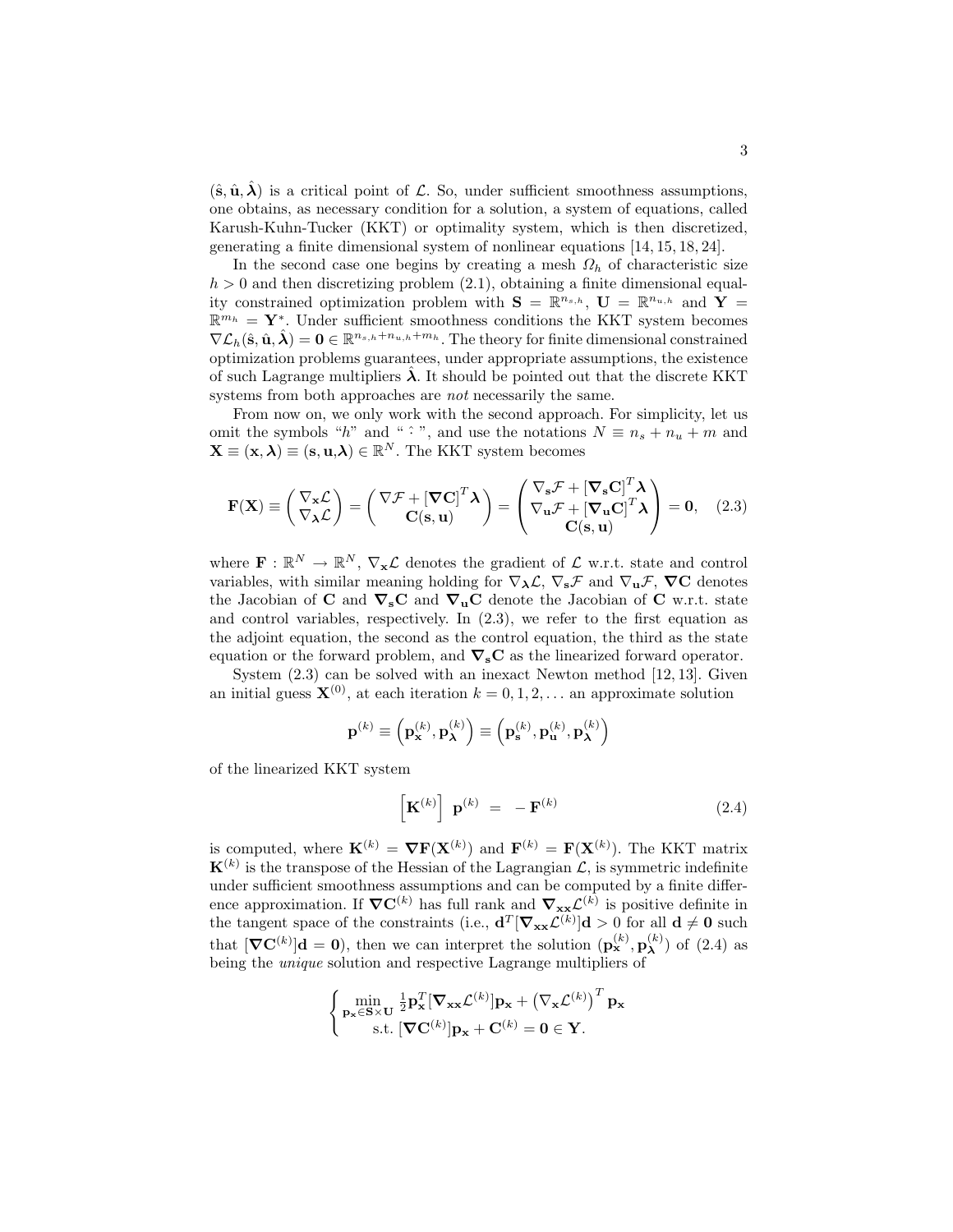$(\hat{\mathbf{s}}, \hat{\mathbf{u}}, \hat{\boldsymbol{\lambda}})$ is a critical point of $\mathcal{L}$. So, under sufficient smoothness assumptions, one obtains, as necessary condition for a solution, a system of equations, called Karush-Kuhn-Tucker (KKT) or optimality system, which is then discretized, generating a finite dimensional system of nonlinear equations [14, 15, 18, 24].

In the second case one begins by creating a mesh $\Omega_h$ of characteristic size $h > 0$ and then discretizing problem (2.1), obtaining a finite dimensional equality constrained optimization problem with $\mathbf{S} = \mathbb{R}^{n_{s,h}}$, $\mathbf{U} = \mathbb{R}^{n_{u,h}}$ and $\mathbf{Y} = \mathbb{R}^{m_h} = \mathbf{Y}^*$. Under sufficient smoothness conditions the KKT system becomes $\nabla \mathcal{L}_h(\hat{\mathbf{s}}, \hat{\mathbf{u}}, \hat{\boldsymbol{\lambda}}) = \mathbf{0} \in \mathbb{R}^{n_{s,h}+n_{u,h}+m_h}$. The theory for finite dimensional constrained optimization problems guarantees, under appropriate assumptions, the existence of such Lagrange multipliers $\hat{\boldsymbol{\lambda}}$. It should be pointed out that the discrete KKT systems from both approaches are *not* necessarily the same.

From now on, we only work with the second approach. For simplicity, let us omit the symbols "$h$" and "$\hat{\ }$", and use the notations $N \equiv n_s + n_u + m$ and $\mathbf{X} \equiv (\mathbf{x}, \boldsymbol{\lambda}) \equiv (\mathbf{s}, \mathbf{u}, \boldsymbol{\lambda}) \in \mathbb{R}^N$. The KKT system becomes

$$\mathbf{F}(\mathbf{X}) \equiv \begin{pmatrix} \nabla_{\mathbf{x}} \mathcal{L} \\ \nabla_{\boldsymbol{\lambda}} \mathcal{L} \end{pmatrix} = \begin{pmatrix} \nabla \mathcal{F} + [\boldsymbol{\nabla} \mathbf{C}]^T \boldsymbol{\lambda} \\ \mathbf{C}(\mathbf{s}, \mathbf{u}) \end{pmatrix} = \begin{pmatrix} \nabla_{\mathbf{s}} \mathcal{F} + [\boldsymbol{\nabla}_{\mathbf{s}} \mathbf{C}]^T \boldsymbol{\lambda} \\ \nabla_{\mathbf{u}} \mathcal{F} + [\boldsymbol{\nabla}_{\mathbf{u}} \mathbf{C}]^T \boldsymbol{\lambda} \\ \mathbf{C}(\mathbf{s}, \mathbf{u}) \end{pmatrix} = \mathbf{0}, \quad (2.3)$$

where $\mathbf{F} : \mathbb{R}^N \to \mathbb{R}^N$, $\nabla_{\mathbf{x}} \mathcal{L}$ denotes the gradient of $\mathcal{L}$ w.r.t. state and control variables, with similar meaning holding for $\nabla_{\boldsymbol{\lambda}} \mathcal{L}$, $\nabla_{\mathbf{s}} \mathcal{F}$ and $\nabla_{\mathbf{u}} \mathcal{F}$, $\boldsymbol{\nabla} \mathbf{C}$ denotes the Jacobian of $\mathbf{C}$ and $\boldsymbol{\nabla}_{\mathbf{s}} \mathbf{C}$ and $\boldsymbol{\nabla}_{\mathbf{u}} \mathbf{C}$ denote the Jacobian of $\mathbf{C}$ w.r.t. state and control variables, respectively. In (2.3), we refer to the first equation as the adjoint equation, the second as the control equation, the third as the state equation or the forward problem, and $\boldsymbol{\nabla}_{\mathbf{s}} \mathbf{C}$ as the linearized forward operator.

System (2.3) can be solved with an inexact Newton method [12, 13]. Given an initial guess $\mathbf{X}^{(0)}$, at each iteration $k = 0, 1, 2, \ldots$ an approximate solution

$$\mathbf{p}^{(k)} \equiv \left( \mathbf{p}_{\mathbf{x}}^{(k)}, \mathbf{p}_{\boldsymbol{\lambda}}^{(k)} \right) \equiv \left( \mathbf{p}_{\mathbf{s}}^{(k)}, \mathbf{p}_{\mathbf{u}}^{(k)}, \mathbf{p}_{\boldsymbol{\lambda}}^{(k)} \right)$$

of the linearized KKT system

$$\left[ \mathbf{K}^{(k)} \right] \ \mathbf{p}^{(k)} \ = \ - \mathbf{F}^{(k)} \quad (2.4)$$

is computed, where $\mathbf{K}^{(k)} = \boldsymbol{\nabla} \mathbf{F}(\mathbf{X}^{(k)})$ and $\mathbf{F}^{(k)} = \mathbf{F}(\mathbf{X}^{(k)})$. The KKT matrix $\mathbf{K}^{(k)}$ is the transpose of the Hessian of the Lagrangian $\mathcal{L}$, is symmetric indefinite under sufficient smoothness assumptions and can be computed by a finite difference approximation. If $\boldsymbol{\nabla} \mathbf{C}^{(k)}$ has full rank and $\boldsymbol{\nabla}_{\mathbf{xx}} \mathcal{L}^{(k)}$ is positive definite in the tangent space of the constraints (i.e., $\mathbf{d}^T [\boldsymbol{\nabla}_{\mathbf{xx}} \mathcal{L}^{(k)}] \mathbf{d} > 0$ for all $\mathbf{d} \neq \mathbf{0}$ such that $[\boldsymbol{\nabla} \mathbf{C}^{(k)}] \mathbf{d} = \mathbf{0}$), then we can interpret the solution $(\mathbf{p}_{\mathbf{x}}^{(k)}, \mathbf{p}_{\boldsymbol{\lambda}}^{(k)})$ of (2.4) as being the *unique* solution and respective Lagrange multipliers of

$$\begin{cases} \displaystyle\min_{\mathbf{p}_{\mathbf{x}} \in \mathbf{S} \times \mathbf{U}} \ \frac{1}{2} \mathbf{p}_{\mathbf{x}}^T [\boldsymbol{\nabla}_{\mathbf{xx}} \mathcal{L}^{(k)}] \mathbf{p}_{\mathbf{x}} + \left( \nabla_{\mathbf{x}} \mathcal{L}^{(k)} \right)^T \mathbf{p}_{\mathbf{x}} \\ \text{s.t. } [\boldsymbol{\nabla} \mathbf{C}^{(k)}] \mathbf{p}_{\mathbf{x}} + \mathbf{C}^{(k)} = \mathbf{0} \in \mathbf{Y}. \end{cases}$$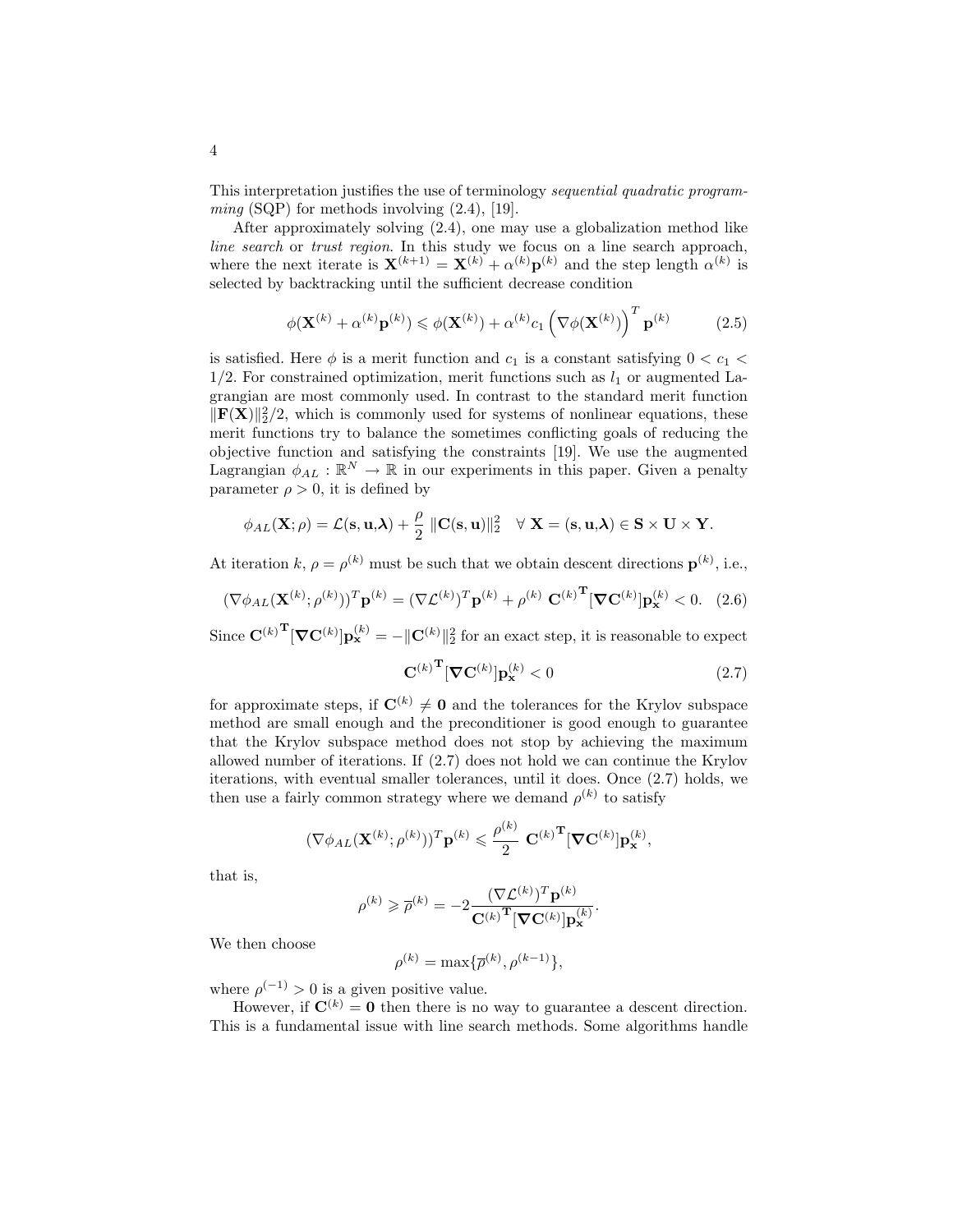This interpretation justifies the use of terminology *sequential quadratic programming* (SQP) for methods involving (2.4), [19].

After approximately solving (2.4), one may use a globalization method like *line search* or *trust region*. In this study we focus on a line search approach, where the next iterate is $\mathbf{X}^{(k+1)} = \mathbf{X}^{(k)} + \alpha^{(k)}\mathbf{p}^{(k)}$ and the step length $\alpha^{(k)}$ is selected by backtracking until the sufficient decrease condition

$$\phi(\mathbf{X}^{(k)} + \alpha^{(k)}\mathbf{p}^{(k)}) \leqslant \phi(\mathbf{X}^{(k)}) + \alpha^{(k)} c_1 \left(\nabla\phi(\mathbf{X}^{(k)})\right)^T \mathbf{p}^{(k)} \tag{2.5}$$

is satisfied. Here $\phi$ is a merit function and $c_1$ is a constant satisfying $0 < c_1 < 1/2$. For constrained optimization, merit functions such as $l_1$ or augmented Lagrangian are most commonly used. In contrast to the standard merit function $\|\mathbf{F}(\mathbf{X})\|_2^2/2$, which is commonly used for systems of nonlinear equations, these merit functions try to balance the sometimes conflicting goals of reducing the objective function and satisfying the constraints [19]. We use the augmented Lagrangian $\phi_{AL} : \mathbb{R}^N \to \mathbb{R}$ in our experiments in this paper. Given a penalty parameter $\rho > 0$, it is defined by

$$\phi_{AL}(\mathbf{X};\rho) = \mathcal{L}(\mathbf{s},\mathbf{u},\boldsymbol{\lambda}) + \frac{\rho}{2}\,\|\mathbf{C}(\mathbf{s},\mathbf{u})\|_2^2 \quad \forall\ \mathbf{X} = (\mathbf{s},\mathbf{u},\boldsymbol{\lambda}) \in \mathbf{S}\times\mathbf{U}\times\mathbf{Y}.$$

At iteration $k$, $\rho = \rho^{(k)}$ must be such that we obtain descent directions $\mathbf{p}^{(k)}$, i.e.,

$$(\nabla\phi_{AL}(\mathbf{X}^{(k)};\rho^{(k)}))^T\mathbf{p}^{(k)} = (\nabla\mathcal{L}^{(k)})^T\mathbf{p}^{(k)} + \rho^{(k)}\ {\mathbf{C}^{(k)}}^{\mathbf{T}}[\boldsymbol{\nabla}\mathbf{C}^{(k)}]\mathbf{p}_{\mathbf{x}}^{(k)} < 0. \tag{2.6}$$

Since ${\mathbf{C}^{(k)}}^{\mathbf{T}}[\boldsymbol{\nabla}\mathbf{C}^{(k)}]\mathbf{p}_{\mathbf{x}}^{(k)} = -\|\mathbf{C}^{(k)}\|_2^2$ for an exact step, it is reasonable to expect

$${\mathbf{C}^{(k)}}^{\mathbf{T}}[\boldsymbol{\nabla}\mathbf{C}^{(k)}]\mathbf{p}_{\mathbf{x}}^{(k)} < 0 \tag{2.7}$$

for approximate steps, if $\mathbf{C}^{(k)} \neq \mathbf{0}$ and the tolerances for the Krylov subspace method are small enough and the preconditioner is good enough to guarantee that the Krylov subspace method does not stop by achieving the maximum allowed number of iterations. If (2.7) does not hold we can continue the Krylov iterations, with eventual smaller tolerances, until it does. Once (2.7) holds, we then use a fairly common strategy where we demand $\rho^{(k)}$ to satisfy

$$(\nabla\phi_{AL}(\mathbf{X}^{(k)};\rho^{(k)}))^T\mathbf{p}^{(k)} \leqslant \frac{\rho^{(k)}}{2}\ {\mathbf{C}^{(k)}}^{\mathbf{T}}[\boldsymbol{\nabla}\mathbf{C}^{(k)}]\mathbf{p}_{\mathbf{x}}^{(k)},$$

that is,

$$\rho^{(k)} \geqslant \overline{\rho}^{(k)} = -2\frac{(\nabla\mathcal{L}^{(k)})^T\mathbf{p}^{(k)}}{{\mathbf{C}^{(k)}}^{\mathbf{T}}[\boldsymbol{\nabla}\mathbf{C}^{(k)}]\mathbf{p}_{\mathbf{x}}^{(k)}}.$$

We then choose

$$\rho^{(k)} = \max\{\overline{\rho}^{(k)}, \rho^{(k-1)}\},$$

where $\rho^{(-1)} > 0$ is a given positive value.

However, if $\mathbf{C}^{(k)} = \mathbf{0}$ then there is no way to guarantee a descent direction. This is a fundamental issue with line search methods. Some algorithms handle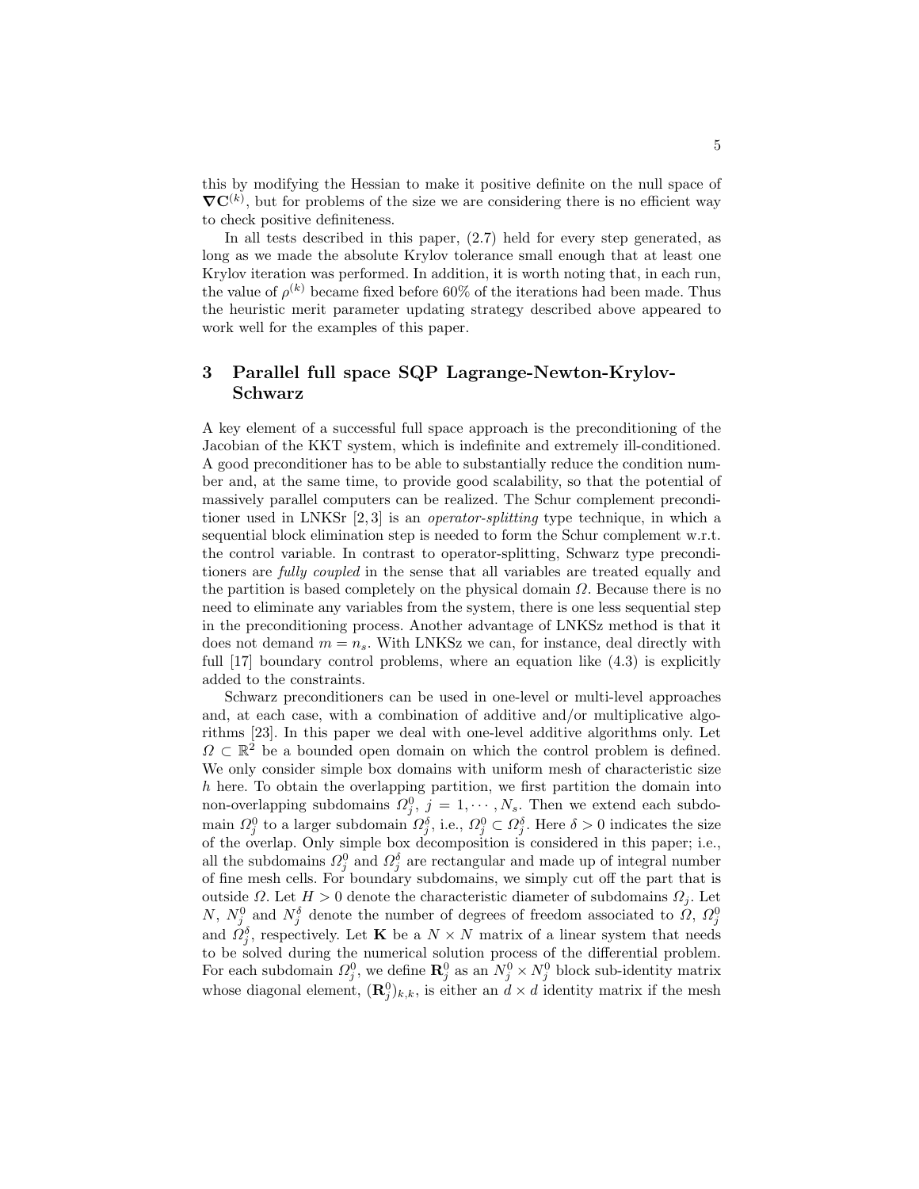this by modifying the Hessian to make it positive definite on the null space of $\nabla \mathbf{C}^{(k)}$, but for problems of the size we are considering there is no efficient way to check positive definiteness.

In all tests described in this paper, (2.7) held for every step generated, as long as we made the absolute Krylov tolerance small enough that at least one Krylov iteration was performed. In addition, it is worth noting that, in each run, the value of $\rho^{(k)}$ became fixed before 60% of the iterations had been made. Thus the heuristic merit parameter updating strategy described above appeared to work well for the examples of this paper.

## 3 Parallel full space SQP Lagrange-Newton-Krylov-Schwarz

A key element of a successful full space approach is the preconditioning of the Jacobian of the KKT system, which is indefinite and extremely ill-conditioned. A good preconditioner has to be able to substantially reduce the condition number and, at the same time, to provide good scalability, so that the potential of massively parallel computers can be realized. The Schur complement preconditioner used in LNKSr [2, 3] is an *operator-splitting* type technique, in which a sequential block elimination step is needed to form the Schur complement w.r.t. the control variable. In contrast to operator-splitting, Schwarz type preconditioners are *fully coupled* in the sense that all variables are treated equally and the partition is based completely on the physical domain $\Omega$. Because there is no need to eliminate any variables from the system, there is one less sequential step in the preconditioning process. Another advantage of LNKSz method is that it does not demand $m = n_s$. With LNKSz we can, for instance, deal directly with full [17] boundary control problems, where an equation like (4.3) is explicitly added to the constraints.

Schwarz preconditioners can be used in one-level or multi-level approaches and, at each case, with a combination of additive and/or multiplicative algorithms [23]. In this paper we deal with one-level additive algorithms only. Let $\Omega \subset \mathbb{R}^2$ be a bounded open domain on which the control problem is defined. We only consider simple box domains with uniform mesh of characteristic size $h$ here. To obtain the overlapping partition, we first partition the domain into non-overlapping subdomains $\Omega_j^0$, $j = 1, \cdots, N_s$. Then we extend each subdomain $\Omega_j^0$ to a larger subdomain $\Omega_j^\delta$, i.e., $\Omega_j^0 \subset \Omega_j^\delta$. Here $\delta > 0$ indicates the size of the overlap. Only simple box decomposition is considered in this paper; i.e., all the subdomains $\Omega_j^0$ and $\Omega_j^\delta$ are rectangular and made up of integral number of fine mesh cells. For boundary subdomains, we simply cut off the part that is outside $\Omega$. Let $H > 0$ denote the characteristic diameter of subdomains $\Omega_j$. Let $N$, $N_j^0$ and $N_j^\delta$ denote the number of degrees of freedom associated to $\Omega$, $\Omega_j^0$ and $\Omega_j^\delta$, respectively. Let $\mathbf{K}$ be a $N \times N$ matrix of a linear system that needs to be solved during the numerical solution process of the differential problem. For each subdomain $\Omega_j^0$, we define $\mathbf{R}_j^0$ as an $N_j^0 \times N_j^0$ block sub-identity matrix whose diagonal element, $(\mathbf{R}_j^0)_{k,k}$, is either an $d \times d$ identity matrix if the mesh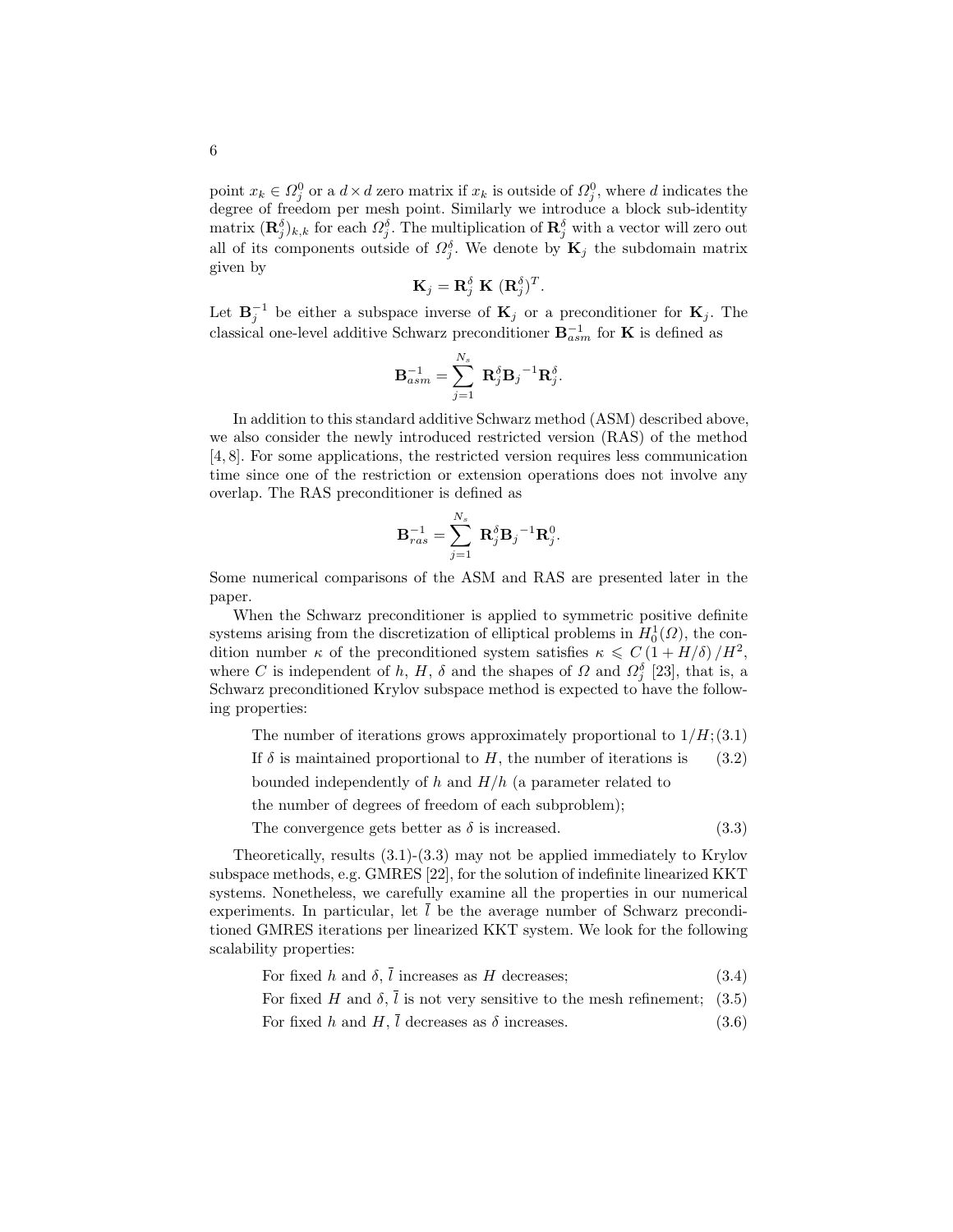point $x_k \in \Omega_j^0$ or a $d \times d$ zero matrix if $x_k$ is outside of $\Omega_j^0$, where $d$ indicates the degree of freedom per mesh point. Similarly we introduce a block sub-identity matrix $(\mathbf{R}_j^\delta)_{k,k}$ for each $\Omega_j^\delta$. The multiplication of $\mathbf{R}_j^\delta$ with a vector will zero out all of its components outside of $\Omega_j^\delta$. We denote by $\mathbf{K}_j$ the subdomain matrix given by

$$\mathbf{K}_j = \mathbf{R}_j^\delta \ \mathbf{K} \ (\mathbf{R}_j^\delta)^T.$$

Let $\mathbf{B}_j^{-1}$ be either a subspace inverse of $\mathbf{K}_j$ or a preconditioner for $\mathbf{K}_j$. The classical one-level additive Schwarz preconditioner $\mathbf{B}_{asm}^{-1}$ for $\mathbf{K}$ is defined as

$$\mathbf{B}_{asm}^{-1} = \sum_{j=1}^{N_s} \ \mathbf{R}_j^\delta {\mathbf{B}_j}^{-1} \mathbf{R}_j^\delta.$$

In addition to this standard additive Schwarz method (ASM) described above, we also consider the newly introduced restricted version (RAS) of the method [4, 8]. For some applications, the restricted version requires less communication time since one of the restriction or extension operations does not involve any overlap. The RAS preconditioner is defined as

$$\mathbf{B}_{ras}^{-1} = \sum_{j=1}^{N_s} \ \mathbf{R}_j^\delta {\mathbf{B}_j}^{-1} \mathbf{R}_j^0.$$

Some numerical comparisons of the ASM and RAS are presented later in the paper.

When the Schwarz preconditioner is applied to symmetric positive definite systems arising from the discretization of elliptical problems in $H_0^1(\Omega)$, the condition number $\kappa$ of the preconditioned system satisfies $\kappa \leqslant C\left(1 + H/\delta\right)/H^2$, where $C$ is independent of $h$, $H$, $\delta$ and the shapes of $\Omega$ and $\Omega_j^\delta$ [23], that is, a Schwarz preconditioned Krylov subspace method is expected to have the following properties:

- The number of iterations grows approximately proportional to $1/H$; (3.1)
- If $\delta$ is maintained proportional to $H$, the number of iterations is bounded independently of $h$ and $H/h$ (a parameter related to the number of degrees of freedom of each subproblem); (3.2)
- The convergence gets better as $\delta$ is increased. (3.3)

Theoretically, results (3.1)-(3.3) may not be applied immediately to Krylov subspace methods, e.g. GMRES [22], for the solution of indefinite linearized KKT systems. Nonetheless, we carefully examine all the properties in our numerical experiments. In particular, let $\bar{l}$ be the average number of Schwarz preconditioned GMRES iterations per linearized KKT system. We look for the following scalability properties:

- For fixed $h$ and $\delta$, $\bar{l}$ increases as $H$ decreases; (3.4)
- For fixed $H$ and $\delta$, $\bar{l}$ is not very sensitive to the mesh refinement; (3.5)
- For fixed $h$ and $H$, $\bar{l}$ decreases as $\delta$ increases. (3.6)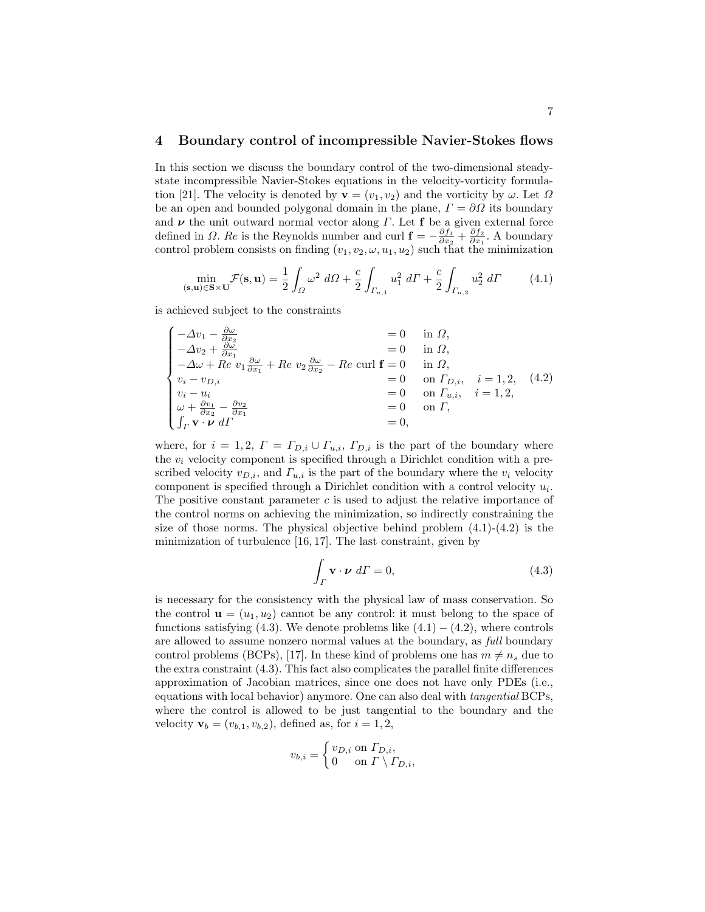## 4 Boundary control of incompressible Navier-Stokes flows

In this section we discuss the boundary control of the two-dimensional steady-state incompressible Navier-Stokes equations in the velocity-vorticity formulation [21]. The velocity is denoted by $\mathbf{v} = (v_1, v_2)$ and the vorticity by $\omega$. Let $\Omega$ be an open and bounded polygonal domain in the plane, $\Gamma = \partial\Omega$ its boundary and $\boldsymbol{\nu}$ the unit outward normal vector along $\Gamma$. Let $\mathbf{f}$ be a given external force defined in $\Omega$. $Re$ is the Reynolds number and curl $\mathbf{f} = -\frac{\partial f_1}{\partial x_2} + \frac{\partial f_2}{\partial x_1}$. A boundary control problem consists on finding $(v_1, v_2, \omega, u_1, u_2)$ such that the minimization

$$\min_{(\mathbf{s},\mathbf{u})\in\mathbf{S}\times\mathbf{U}} \mathcal{F}(\mathbf{s},\mathbf{u}) = \frac{1}{2}\int_{\Omega} \omega^2 \, d\Omega + \frac{c}{2}\int_{\Gamma_{u,1}} u_1^2 \, d\Gamma + \frac{c}{2}\int_{\Gamma_{u,2}} u_2^2 \, d\Gamma \tag{4.1}$$

is achieved subject to the constraints

$$\begin{cases} -\Delta v_1 - \frac{\partial \omega}{\partial x_2} & = 0 \quad \text{in } \Omega, \\ -\Delta v_2 + \frac{\partial \omega}{\partial x_1} & = 0 \quad \text{in } \Omega, \\ -\Delta \omega + Re\ v_1 \frac{\partial \omega}{\partial x_1} + Re\ v_2 \frac{\partial \omega}{\partial x_2} - Re \text{ curl } \mathbf{f} & = 0 \quad \text{in } \Omega, \\ v_i - v_{D,i} & = 0 \quad \text{on } \Gamma_{D,i}, \quad i = 1, 2, \\ v_i - u_i & = 0 \quad \text{on } \Gamma_{u,i}, \quad i = 1, 2, \\ \omega + \frac{\partial v_1}{\partial x_2} - \frac{\partial v_2}{\partial x_1} & = 0 \quad \text{on } \Gamma, \\ \int_{\Gamma} \mathbf{v} \cdot \boldsymbol{\nu} \, d\Gamma & = 0, \end{cases} \tag{4.2}$$

where, for $i = 1, 2$, $\Gamma = \Gamma_{D,i} \cup \Gamma_{u,i}$, $\Gamma_{D,i}$ is the part of the boundary where the $v_i$ velocity component is specified through a Dirichlet condition with a prescribed velocity $v_{D,i}$, and $\Gamma_{u,i}$ is the part of the boundary where the $v_i$ velocity component is specified through a Dirichlet condition with a control velocity $u_i$. The positive constant parameter $c$ is used to adjust the relative importance of the control norms on achieving the minimization, so indirectly constraining the size of those norms. The physical objective behind problem (4.1)-(4.2) is the minimization of turbulence [16, 17]. The last constraint, given by

$$\int_{\Gamma} \mathbf{v} \cdot \boldsymbol{\nu} \, d\Gamma = 0, \tag{4.3}$$

is necessary for the consistency with the physical law of mass conservation. So the control $\mathbf{u} = (u_1, u_2)$ cannot be any control: it must belong to the space of functions satisfying (4.3). We denote problems like (4.1) – (4.2), where controls are allowed to assume nonzero normal values at the boundary, as *full* boundary control problems (BCPs), [17]. In these kind of problems one has $m \neq n_s$ due to the extra constraint (4.3). This fact also complicates the parallel finite differences approximation of Jacobian matrices, since one does not have only PDEs (i.e., equations with local behavior) anymore. One can also deal with *tangential* BCPs, where the control is allowed to be just tangential to the boundary and the velocity $\mathbf{v}_b = (v_{b,1}, v_{b,2})$, defined as, for $i = 1, 2$,

$$v_{b,i} = \begin{cases} v_{D,i} & \text{on } \Gamma_{D,i}, \\ 0 & \text{on } \Gamma \setminus \Gamma_{D,i}, \end{cases}$$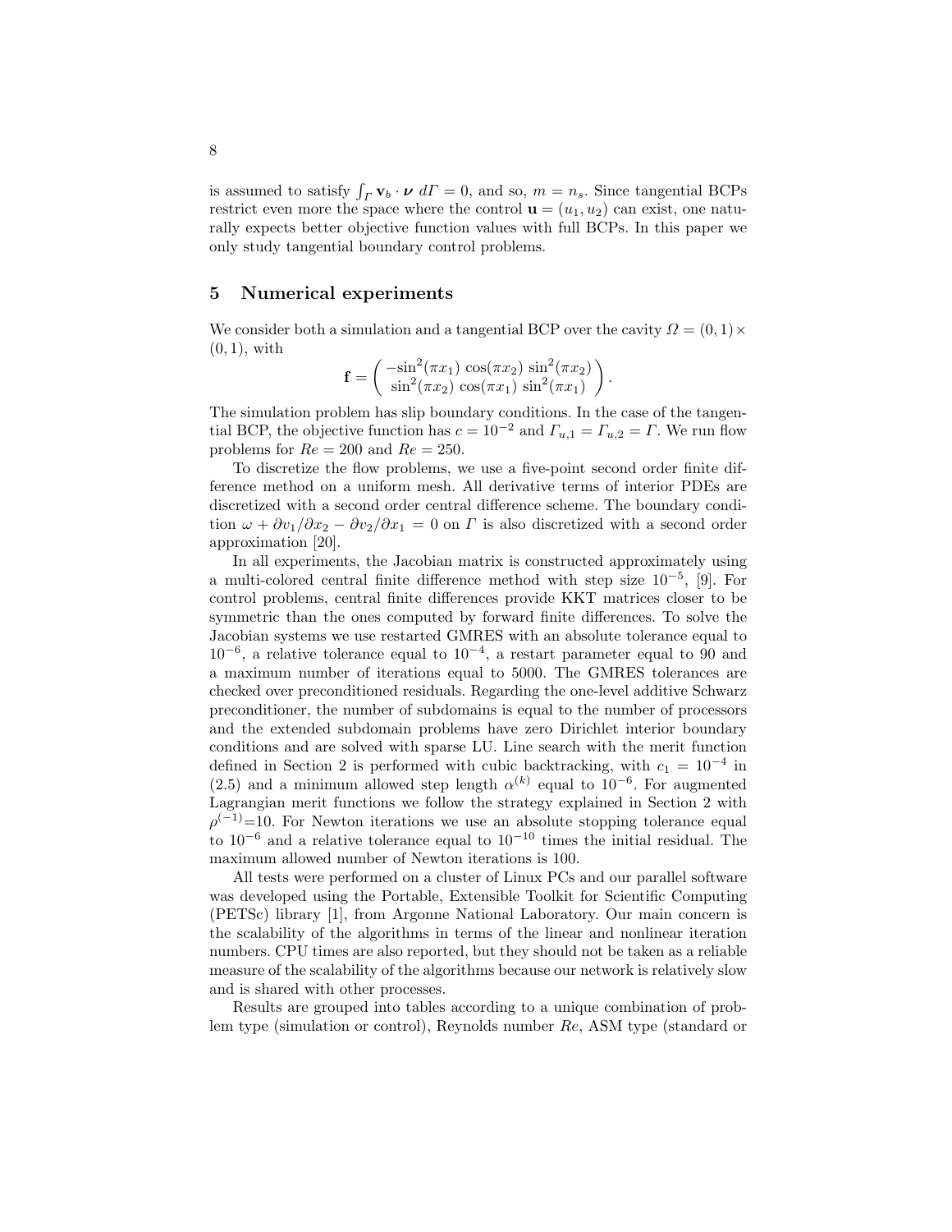is assumed to satisfy $\int_\Gamma \mathbf{v}_b \cdot \boldsymbol{\nu}\, d\Gamma = 0$, and so, $m = n_s$. Since tangential BCPs restrict even more the space where the control $\mathbf{u} = (u_1, u_2)$ can exist, one naturally expects better objective function values with full BCPs. In this paper we only study tangential boundary control problems.

## 5 Numerical experiments

We consider both a simulation and a tangential BCP over the cavity $\Omega = (0,1) \times (0,1)$, with

$$\mathbf{f} = \begin{pmatrix} -\sin^2(\pi x_1)\, \cos(\pi x_2)\, \sin^2(\pi x_2) \\ \sin^2(\pi x_2)\, \cos(\pi x_1)\, \sin^2(\pi x_1) \end{pmatrix}.$$

The simulation problem has slip boundary conditions. In the case of the tangential BCP, the objective function has $c = 10^{-2}$ and $\Gamma_{u,1} = \Gamma_{u,2} = \Gamma$. We run flow problems for $Re = 200$ and $Re = 250$.

To discretize the flow problems, we use a five-point second order finite difference method on a uniform mesh. All derivative terms of interior PDEs are discretized with a second order central difference scheme. The boundary condition $\omega + \partial v_1/\partial x_2 - \partial v_2/\partial x_1 = 0$ on $\Gamma$ is also discretized with a second order approximation [20].

In all experiments, the Jacobian matrix is constructed approximately using a multi-colored central finite difference method with step size $10^{-5}$, [9]. For control problems, central finite differences provide KKT matrices closer to be symmetric than the ones computed by forward finite differences. To solve the Jacobian systems we use restarted GMRES with an absolute tolerance equal to $10^{-6}$, a relative tolerance equal to $10^{-4}$, a restart parameter equal to 90 and a maximum number of iterations equal to 5000. The GMRES tolerances are checked over preconditioned residuals. Regarding the one-level additive Schwarz preconditioner, the number of subdomains is equal to the number of processors and the extended subdomain problems have zero Dirichlet interior boundary conditions and are solved with sparse LU. Line search with the merit function defined in Section 2 is performed with cubic backtracking, with $c_1 = 10^{-4}$ in (2.5) and a minimum allowed step length $\alpha^{(k)}$ equal to $10^{-6}$. For augmented Lagrangian merit functions we follow the strategy explained in Section 2 with $\rho^{(-1)}$=10. For Newton iterations we use an absolute stopping tolerance equal to $10^{-6}$ and a relative tolerance equal to $10^{-10}$ times the initial residual. The maximum allowed number of Newton iterations is 100.

All tests were performed on a cluster of Linux PCs and our parallel software was developed using the Portable, Extensible Toolkit for Scientific Computing (PETSc) library [1], from Argonne National Laboratory. Our main concern is the scalability of the algorithms in terms of the linear and nonlinear iteration numbers. CPU times are also reported, but they should not be taken as a reliable measure of the scalability of the algorithms because our network is relatively slow and is shared with other processes.

Results are grouped into tables according to a unique combination of problem type (simulation or control), Reynolds number $Re$, ASM type (standard or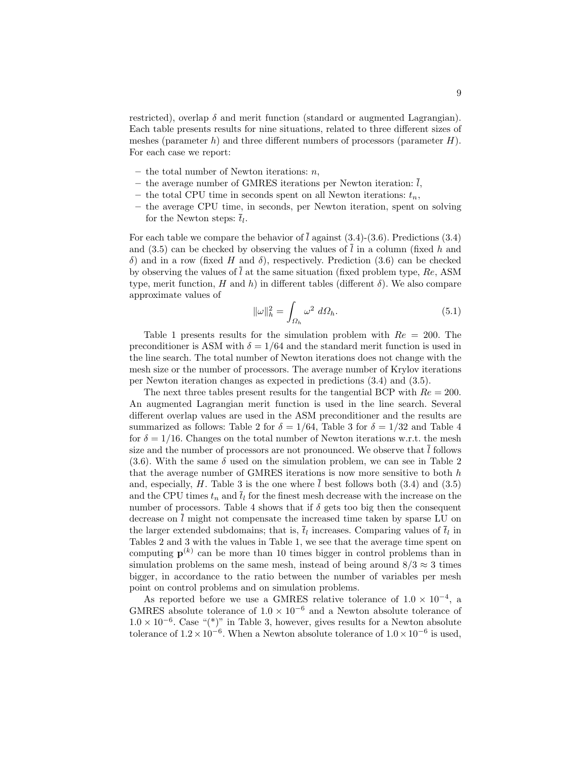restricted), overlap $\delta$ and merit function (standard or augmented Lagrangian). Each table presents results for nine situations, related to three different sizes of meshes (parameter $h$) and three different numbers of processors (parameter $H$). For each case we report:

- the total number of Newton iterations: $n$,
- the average number of GMRES iterations per Newton iteration: $\bar{l}$,
- the total CPU time in seconds spent on all Newton iterations: $t_n$,
- the average CPU time, in seconds, per Newton iteration, spent on solving for the Newton steps: $\bar{t}_l$.

For each table we compare the behavior of $\bar{l}$ against (3.4)-(3.6). Predictions (3.4) and (3.5) can be checked by observing the values of $\bar{l}$ in a column (fixed $h$ and $\delta$) and in a row (fixed $H$ and $\delta$), respectively. Prediction (3.6) can be checked by observing the values of $\bar{l}$ at the same situation (fixed problem type, $Re$, ASM type, merit function, $H$ and $h$) in different tables (different $\delta$). We also compare approximate values of

$$\|\omega\|_h^2 = \int_{\Omega_h} \omega^2 \; d\Omega_h. \tag{5.1}$$

Table 1 presents results for the simulation problem with $Re = 200$. The preconditioner is ASM with $\delta = 1/64$ and the standard merit function is used in the line search. The total number of Newton iterations does not change with the mesh size or the number of processors. The average number of Krylov iterations per Newton iteration changes as expected in predictions (3.4) and (3.5).

The next three tables present results for the tangential BCP with $Re = 200$. An augmented Lagrangian merit function is used in the line search. Several different overlap values are used in the ASM preconditioner and the results are summarized as follows: Table 2 for $\delta = 1/64$, Table 3 for $\delta = 1/32$ and Table 4 for $\delta = 1/16$. Changes on the total number of Newton iterations w.r.t. the mesh size and the number of processors are not pronounced. We observe that $\bar{l}$ follows (3.6). With the same $\delta$ used on the simulation problem, we can see in Table 2 that the average number of GMRES iterations is now more sensitive to both $h$ and, especially, $H$. Table 3 is the one where $\bar{l}$ best follows both (3.4) and (3.5) and the CPU times $t_n$ and $\bar{t}_l$ for the finest mesh decrease with the increase on the number of processors. Table 4 shows that if $\delta$ gets too big then the consequent decrease on $\bar{l}$ might not compensate the increased time taken by sparse LU on the larger extended subdomains; that is, $\bar{t}_l$ increases. Comparing values of $\bar{t}_l$ in Tables 2 and 3 with the values in Table 1, we see that the average time spent on computing $\mathbf{p}^{(k)}$ can be more than 10 times bigger in control problems than in simulation problems on the same mesh, instead of being around $8/3 \approx 3$ times bigger, in accordance to the ratio between the number of variables per mesh point on control problems and on simulation problems.

As reported before we use a GMRES relative tolerance of $1.0 \times 10^{-4}$, a GMRES absolute tolerance of $1.0 \times 10^{-6}$ and a Newton absolute tolerance of $1.0 \times 10^{-6}$. Case "(*)" in Table 3, however, gives results for a Newton absolute tolerance of $1.2 \times 10^{-6}$. When a Newton absolute tolerance of $1.0 \times 10^{-6}$ is used,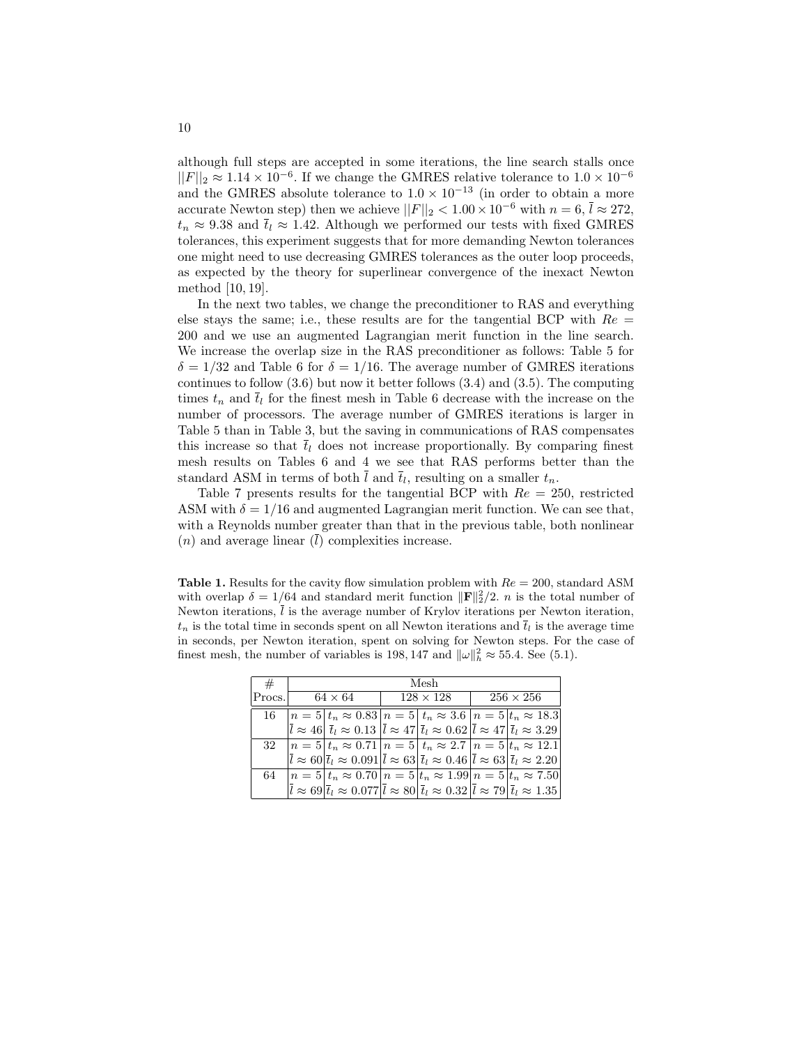although full steps are accepted in some iterations, the line search stalls once $||F||_2 \approx 1.14 \times 10^{-6}$. If we change the GMRES relative tolerance to $1.0 \times 10^{-6}$ and the GMRES absolute tolerance to $1.0 \times 10^{-13}$ (in order to obtain a more accurate Newton step) then we achieve $||F||_2 < 1.00 \times 10^{-6}$ with $n = 6$, $\bar{l} \approx 272$, $t_n \approx 9.38$ and $\bar{t}_l \approx 1.42$. Although we performed our tests with fixed GMRES tolerances, this experiment suggests that for more demanding Newton tolerances one might need to use decreasing GMRES tolerances as the outer loop proceeds, as expected by the theory for superlinear convergence of the inexact Newton method [10, 19].

In the next two tables, we change the preconditioner to RAS and everything else stays the same; i.e., these results are for the tangential BCP with $Re = 200$ and we use an augmented Lagrangian merit function in the line search. We increase the overlap size in the RAS preconditioner as follows: Table 5 for $\delta = 1/32$ and Table 6 for $\delta = 1/16$. The average number of GMRES iterations continues to follow (3.6) but now it better follows (3.4) and (3.5). The computing times $t_n$ and $\bar{t}_l$ for the finest mesh in Table 6 decrease with the increase on the number of processors. The average number of GMRES iterations is larger in Table 5 than in Table 3, but the saving in communications of RAS compensates this increase so that $\bar{t}_l$ does not increase proportionally. By comparing finest mesh results on Tables 6 and 4 we see that RAS performs better than the standard ASM in terms of both $\bar{l}$ and $\bar{t}_l$, resulting on a smaller $t_n$.

Table 7 presents results for the tangential BCP with $Re = 250$, restricted ASM with $\delta = 1/16$ and augmented Lagrangian merit function. We can see that, with a Reynolds number greater than that in the previous table, both nonlinear ($n$) and average linear ($\bar{l}$) complexities increase.

**Table 1.** Results for the cavity flow simulation problem with $Re = 200$, standard ASM with overlap $\delta = 1/64$ and standard merit function $\|\mathbf{F}\|_2^2/2$. $n$ is the total number of Newton iterations, $\bar{l}$ is the average number of Krylov iterations per Newton iteration, $t_n$ is the total time in seconds spent on all Newton iterations and $\bar{t}_l$ is the average time in seconds, per Newton iteration, spent on solving for Newton steps. For the case of finest mesh, the number of variables is 198,147 and $\|\omega\|_h^2 \approx 55.4$. See (5.1).

| # | Mesh | | | | | |
|---|---|---|---|---|---|---|
| Procs. | $64 \times 64$ | | $128 \times 128$ | | $256 \times 256$ | |
| 16 | $n = 5$ | $t_n \approx 0.83$ | $n = 5$ | $t_n \approx 3.6$ | $n = 5$ | $t_n \approx 18.3$ |
| | $\bar{l} \approx 46$ | $\bar{t}_l \approx 0.13$ | $\bar{l} \approx 47$ | $\bar{t}_l \approx 0.62$ | $\bar{l} \approx 47$ | $\bar{t}_l \approx 3.29$ |
| 32 | $n = 5$ | $t_n \approx 0.71$ | $n = 5$ | $t_n \approx 2.7$ | $n = 5$ | $t_n \approx 12.1$ |
| | $\bar{l} \approx 60$ | $\bar{t}_l \approx 0.091$ | $\bar{l} \approx 63$ | $\bar{t}_l \approx 0.46$ | $\bar{l} \approx 63$ | $\bar{t}_l \approx 2.20$ |
| 64 | $n = 5$ | $t_n \approx 0.70$ | $n = 5$ | $t_n \approx 1.99$ | $n = 5$ | $t_n \approx 7.50$ |
| | $\bar{l} \approx 69$ | $\bar{t}_l \approx 0.077$ | $\bar{l} \approx 80$ | $\bar{t}_l \approx 0.32$ | $\bar{l} \approx 79$ | $\bar{t}_l \approx 1.35$ |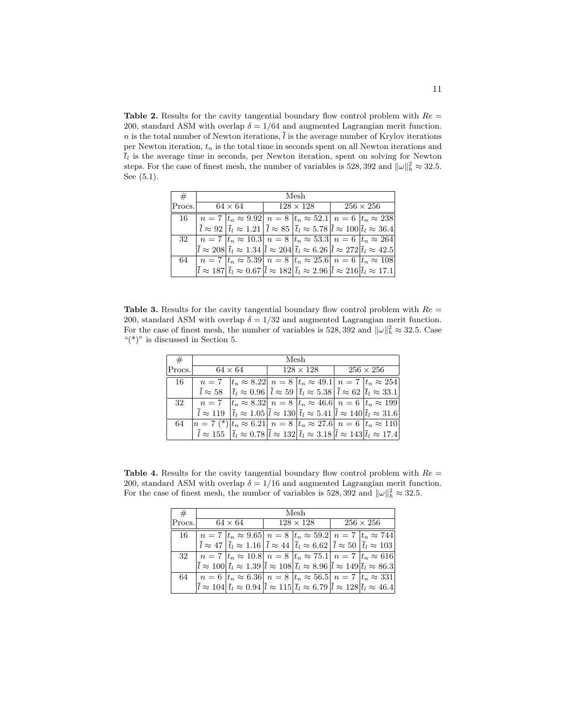**Table 2.** Results for the cavity tangential boundary flow control problem with $Re = 200$, standard ASM with overlap $\delta = 1/64$ and augmented Lagrangian merit function. $n$ is the total number of Newton iterations, $\bar{l}$ is the average number of Krylov iterations per Newton iteration, $t_n$ is the total time in seconds spent on all Newton iterations and $\bar{t}_l$ is the average time in seconds, per Newton iteration, spent on solving for Newton steps. For the case of finest mesh, the number of variables is 528,392 and $\|\omega\|_h^2 \approx 32.5$. See (5.1).

| # | Mesh | | | | | |
|---|---|---|---|---|---|---|
| Procs. | $64 \times 64$ | | $128 \times 128$ | | $256 \times 256$ | |
| 16 | $n = 7$ | $t_n \approx 9.92$ | $n = 8$ | $t_n \approx 52.1$ | $n = 6$ | $t_n \approx 238$ |
| | $\bar{l} \approx 92$ | $\bar{t}_l \approx 1.21$ | $\bar{l} \approx 85$ | $\bar{t}_l \approx 5.78$ | $\bar{l} \approx 100$ | $\bar{t}_l \approx 36.4$ |
| 32 | $n = 7$ | $t_n \approx 10.3$ | $n = 8$ | $t_n \approx 53.3$ | $n = 6$ | $t_n \approx 264$ |
| | $\bar{l} \approx 208$ | $\bar{t}_l \approx 1.34$ | $\bar{l} \approx 204$ | $\bar{t}_l \approx 6.26$ | $\bar{l} \approx 272$ | $\bar{t}_l \approx 42.5$ |
| 64 | $n = 7$ | $t_n \approx 5.39$ | $n = 8$ | $t_n \approx 25.6$ | $n = 6$ | $t_n \approx 108$ |
| | $\bar{l} \approx 187$ | $\bar{t}_l \approx 0.67$ | $\bar{l} \approx 182$ | $\bar{t}_l \approx 2.96$ | $\bar{l} \approx 216$ | $\bar{t}_l \approx 17.1$ |

**Table 3.** Results for the cavity tangential boundary flow control problem with $Re = 200$, standard ASM with overlap $\delta = 1/32$ and augmented Lagrangian merit function. For the case of finest mesh, the number of variables is 528,392 and $\|\omega\|_h^2 \approx 32.5$. Case "(*)" is discussed in Section 5.

| # | Mesh | | | | | |
|---|---|---|---|---|---|---|
| Procs. | $64 \times 64$ | | $128 \times 128$ | | $256 \times 256$ | |
| 16 | $n = 7$ | $t_n \approx 8.22$ | $n = 8$ | $t_n \approx 49.1$ | $n = 7$ | $t_n \approx 254$ |
| | $\bar{l} \approx 58$ | $\bar{t}_l \approx 0.96$ | $\bar{l} \approx 59$ | $\bar{t}_l \approx 5.38$ | $\bar{l} \approx 62$ | $\bar{t}_l \approx 33.1$ |
| 32 | $n = 7$ | $t_n \approx 8.32$ | $n = 8$ | $t_n \approx 46.6$ | $n = 6$ | $t_n \approx 199$ |
| | $\bar{l} \approx 119$ | $\bar{t}_l \approx 1.05$ | $\bar{l} \approx 130$ | $\bar{t}_l \approx 5.41$ | $\bar{l} \approx 140$ | $\bar{t}_l \approx 31.6$ |
| 64 | $n = 7$ (*) | $t_n \approx 6.21$ | $n = 8$ | $t_n \approx 27.6$ | $n = 6$ | $t_n \approx 110$ |
| | $\bar{l} \approx 155$ | $\bar{t}_l \approx 0.78$ | $\bar{l} \approx 132$ | $\bar{t}_l \approx 3.18$ | $\bar{l} \approx 143$ | $\bar{t}_l \approx 17.4$ |

**Table 4.** Results for the cavity tangential boundary flow control problem with $Re = 200$, standard ASM with overlap $\delta = 1/16$ and augmented Lagrangian merit function. For the case of finest mesh, the number of variables is 528,392 and $\|\omega\|_h^2 \approx 32.5$.

| # | Mesh | | | | | |
|---|---|---|---|---|---|---|
| Procs. | $64 \times 64$ | | $128 \times 128$ | | $256 \times 256$ | |
| 16 | $n = 7$ | $t_n \approx 9.65$ | $n = 8$ | $t_n \approx 59.2$ | $n = 7$ | $t_n \approx 744$ |
| | $\bar{l} \approx 47$ | $\bar{t}_l \approx 1.16$ | $\bar{l} \approx 44$ | $\bar{t}_l \approx 6.62$ | $\bar{l} \approx 50$ | $\bar{t}_l \approx 103$ |
| 32 | $n = 7$ | $t_n \approx 10.8$ | $n = 8$ | $t_n \approx 75.1$ | $n = 7$ | $t_n \approx 616$ |
| | $\bar{l} \approx 100$ | $\bar{t}_l \approx 1.39$ | $\bar{l} \approx 108$ | $\bar{t}_l \approx 8.96$ | $\bar{l} \approx 149$ | $\bar{t}_l \approx 86.3$ |
| 64 | $n = 6$ | $t_n \approx 6.36$ | $n = 8$ | $t_n \approx 56.5$ | $n = 7$ | $t_n \approx 331$ |
| | $\bar{l} \approx 104$ | $\bar{t}_l \approx 0.94$ | $\bar{l} \approx 115$ | $\bar{t}_l \approx 6.79$ | $\bar{l} \approx 128$ | $\bar{t}_l \approx 46.4$ |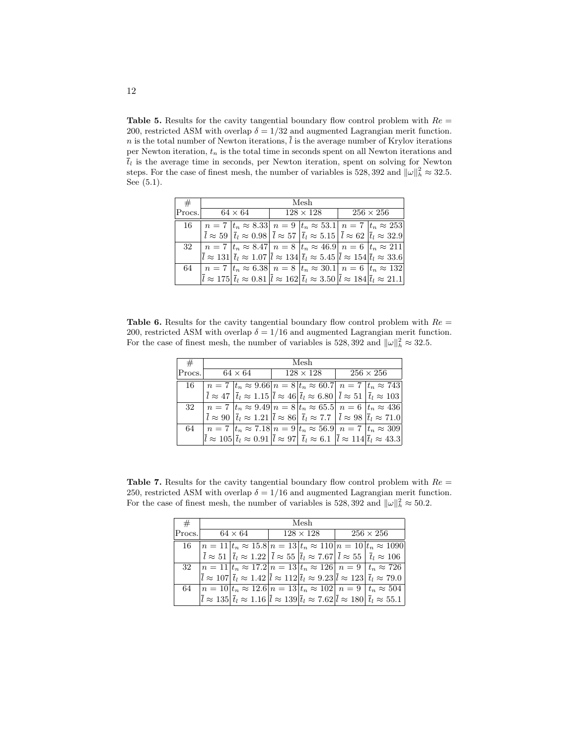**Table 5.** Results for the cavity tangential boundary flow control problem with $Re = 200$, restricted ASM with overlap $\delta = 1/32$ and augmented Lagrangian merit function. $n$ is the total number of Newton iterations, $\bar{l}$ is the average number of Krylov iterations per Newton iteration, $t_n$ is the total time in seconds spent on all Newton iterations and $\bar{t}_l$ is the average time in seconds, per Newton iteration, spent on solving for Newton steps. For the case of finest mesh, the number of variables is 528,392 and $\|\omega\|_h^2 \approx 32.5$. See (5.1).

| # Procs. | Mesh | | | | | |
|---|---|---|---|---|---|---|
| | $64 \times 64$ | | $128 \times 128$ | | $256 \times 256$ | |
| 16 | $n = 7$ | $t_n \approx 8.33$ | $n = 9$ | $t_n \approx 53.1$ | $n = 7$ | $t_n \approx 253$ |
| | $\bar{l} \approx 59$ | $\bar{t}_l \approx 0.98$ | $\bar{l} \approx 57$ | $\bar{t}_l \approx 5.15$ | $\bar{l} \approx 62$ | $\bar{t}_l \approx 32.9$ |
| 32 | $n = 7$ | $t_n \approx 8.47$ | $n = 8$ | $t_n \approx 46.9$ | $n = 6$ | $t_n \approx 211$ |
| | $\bar{l} \approx 131$ | $\bar{t}_l \approx 1.07$ | $\bar{l} \approx 134$ | $\bar{t}_l \approx 5.45$ | $\bar{l} \approx 154$ | $\bar{t}_l \approx 33.6$ |
| 64 | $n = 7$ | $t_n \approx 6.38$ | $n = 8$ | $t_n \approx 30.1$ | $n = 6$ | $t_n \approx 132$ |
| | $\bar{l} \approx 175$ | $\bar{t}_l \approx 0.81$ | $\bar{l} \approx 162$ | $\bar{t}_l \approx 3.50$ | $\bar{l} \approx 184$ | $\bar{t}_l \approx 21.1$ |

**Table 6.** Results for the cavity tangential boundary flow control problem with $Re = 200$, restricted ASM with overlap $\delta = 1/16$ and augmented Lagrangian merit function. For the case of finest mesh, the number of variables is 528,392 and $\|\omega\|_h^2 \approx 32.5$.

| # Procs. | Mesh | | | | | |
|---|---|---|---|---|---|---|
| | $64 \times 64$ | | $128 \times 128$ | | $256 \times 256$ | |
| 16 | $n = 7$ | $t_n \approx 9.66$ | $n = 8$ | $t_n \approx 60.7$ | $n = 7$ | $t_n \approx 743$ |
| | $\bar{l} \approx 47$ | $\bar{t}_l \approx 1.15$ | $\bar{l} \approx 46$ | $\bar{t}_l \approx 6.80$ | $\bar{l} \approx 51$ | $\bar{t}_l \approx 103$ |
| 32 | $n = 7$ | $t_n \approx 9.49$ | $n = 8$ | $t_n \approx 65.5$ | $n = 6$ | $t_n \approx 436$ |
| | $\bar{l} \approx 90$ | $\bar{t}_l \approx 1.21$ | $\bar{l} \approx 86$ | $\bar{t}_l \approx 7.7$ | $\bar{l} \approx 98$ | $\bar{t}_l \approx 71.0$ |
| 64 | $n = 7$ | $t_n \approx 7.18$ | $n = 9$ | $t_n \approx 56.9$ | $n = 7$ | $t_n \approx 309$ |
| | $\bar{l} \approx 105$ | $\bar{t}_l \approx 0.91$ | $\bar{l} \approx 97$ | $\bar{t}_l \approx 6.1$ | $\bar{l} \approx 114$ | $\bar{t}_l \approx 43.3$ |

**Table 7.** Results for the cavity tangential boundary flow control problem with $Re = 250$, restricted ASM with overlap $\delta = 1/16$ and augmented Lagrangian merit function. For the case of finest mesh, the number of variables is 528,392 and $\|\omega\|_h^2 \approx 50.2$.

| # Procs. | Mesh | | | | | |
|---|---|---|---|---|---|---|
| | $64 \times 64$ | | $128 \times 128$ | | $256 \times 256$ | |
| 16 | $n = 11$ | $t_n \approx 15.8$ | $n = 13$ | $t_n \approx 110$ | $n = 10$ | $t_n \approx 1090$ |
| | $\bar{l} \approx 51$ | $\bar{t}_l \approx 1.22$ | $\bar{l} \approx 55$ | $\bar{t}_l \approx 7.67$ | $\bar{l} \approx 55$ | $\bar{t}_l \approx 106$ |
| 32 | $n = 11$ | $t_n \approx 17.2$ | $n = 13$ | $t_n \approx 126$ | $n = 9$ | $t_n \approx 726$ |
| | $\bar{l} \approx 107$ | $\bar{t}_l \approx 1.42$ | $\bar{l} \approx 112$ | $\bar{t}_l \approx 9.23$ | $\bar{l} \approx 123$ | $\bar{t}_l \approx 79.0$ |
| 64 | $n = 10$ | $t_n \approx 12.6$ | $n = 13$ | $t_n \approx 102$ | $n = 9$ | $t_n \approx 504$ |
| | $\bar{l} \approx 135$ | $\bar{t}_l \approx 1.16$ | $\bar{l} \approx 139$ | $\bar{t}_l \approx 7.62$ | $\bar{l} \approx 180$ | $\bar{t}_l \approx 55.1$ |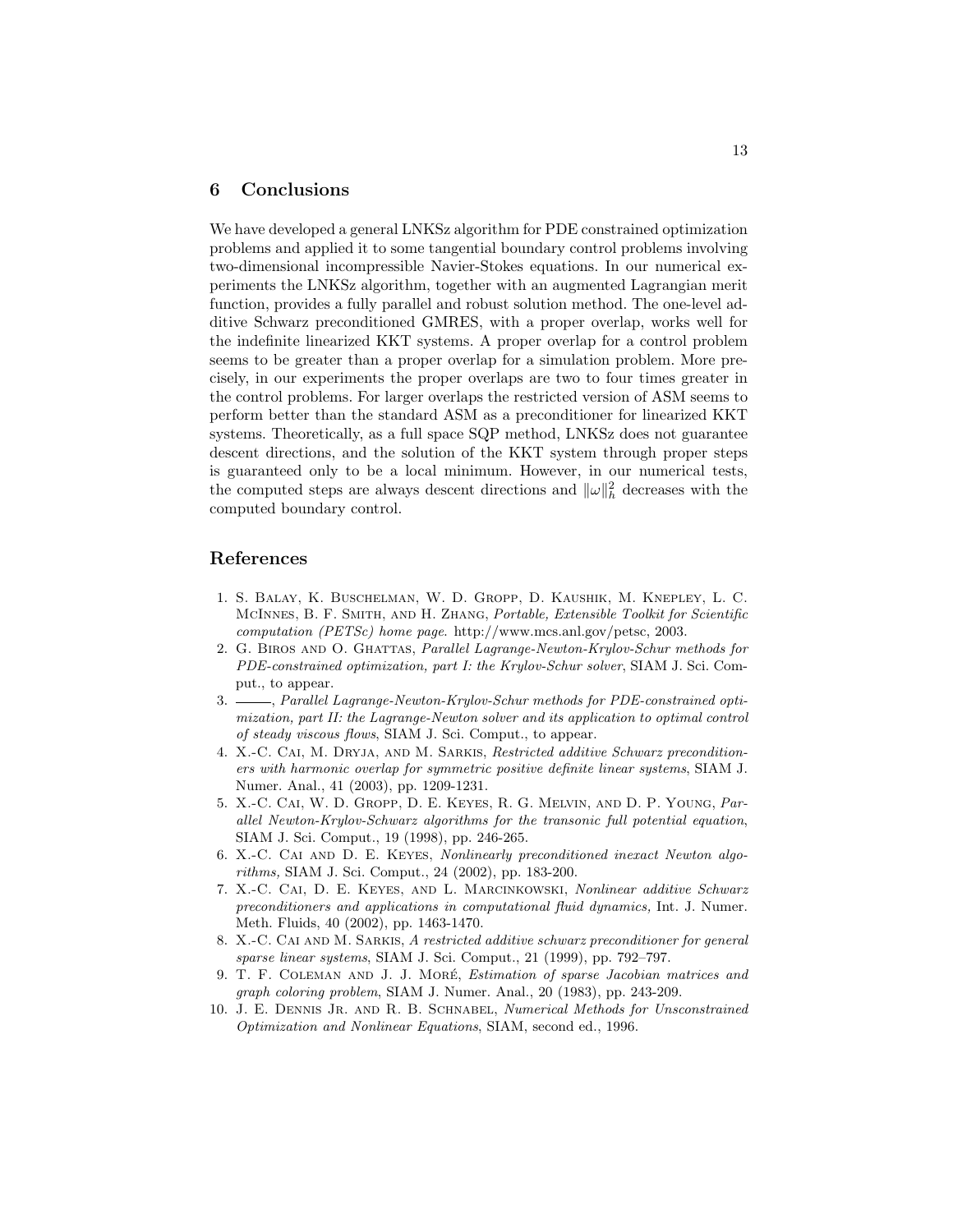## 6 Conclusions

We have developed a general LNKSz algorithm for PDE constrained optimization problems and applied it to some tangential boundary control problems involving two-dimensional incompressible Navier-Stokes equations. In our numerical experiments the LNKSz algorithm, together with an augmented Lagrangian merit function, provides a fully parallel and robust solution method. The one-level additive Schwarz preconditioned GMRES, with a proper overlap, works well for the indefinite linearized KKT systems. A proper overlap for a control problem seems to be greater than a proper overlap for a simulation problem. More precisely, in our experiments the proper overlaps are two to four times greater in the control problems. For larger overlaps the restricted version of ASM seems to perform better than the standard ASM as a preconditioner for linearized KKT systems. Theoretically, as a full space SQP method, LNKSz does not guarantee descent directions, and the solution of the KKT system through proper steps is guaranteed only to be a local minimum. However, in our numerical tests, the computed steps are always descent directions and $\|\omega\|_h^2$ decreases with the computed boundary control.

## References

1. S. Balay, K. Buschelman, W. D. Gropp, D. Kaushik, M. Knepley, L. C. McInnes, B. F. Smith, and H. Zhang, *Portable, Extensible Toolkit for Scientific computation (PETSc) home page.* http://www.mcs.anl.gov/petsc, 2003.
2. G. Biros and O. Ghattas, *Parallel Lagrange-Newton-Krylov-Schur methods for PDE-constrained optimization, part I: the Krylov-Schur solver*, SIAM J. Sci. Comput., to appear.
3. ———, *Parallel Lagrange-Newton-Krylov-Schur methods for PDE-constrained optimization, part II: the Lagrange-Newton solver and its application to optimal control of steady viscous flows*, SIAM J. Sci. Comput., to appear.
4. X.-C. Cai, M. Dryja, and M. Sarkis, *Restricted additive Schwarz preconditioners with harmonic overlap for symmetric positive definite linear systems*, SIAM J. Numer. Anal., 41 (2003), pp. 1209-1231.
5. X.-C. Cai, W. D. Gropp, D. E. Keyes, R. G. Melvin, and D. P. Young, *Parallel Newton-Krylov-Schwarz algorithms for the transonic full potential equation*, SIAM J. Sci. Comput., 19 (1998), pp. 246-265.
6. X.-C. Cai and D. E. Keyes, *Nonlinearly preconditioned inexact Newton algorithms,* SIAM J. Sci. Comput., 24 (2002), pp. 183-200.
7. X.-C. Cai, D. E. Keyes, and L. Marcinkowski, *Nonlinear additive Schwarz preconditioners and applications in computational fluid dynamics,* Int. J. Numer. Meth. Fluids, 40 (2002), pp. 1463-1470.
8. X.-C. Cai and M. Sarkis, *A restricted additive schwarz preconditioner for general sparse linear systems*, SIAM J. Sci. Comput., 21 (1999), pp. 792–797.
9. T. F. Coleman and J. J. Moré, *Estimation of sparse Jacobian matrices and graph coloring problem*, SIAM J. Numer. Anal., 20 (1983), pp. 243-209.
10. J. E. Dennis Jr. and R. B. Schnabel, *Numerical Methods for Unconstrained Optimization and Nonlinear Equations*, SIAM, second ed., 1996.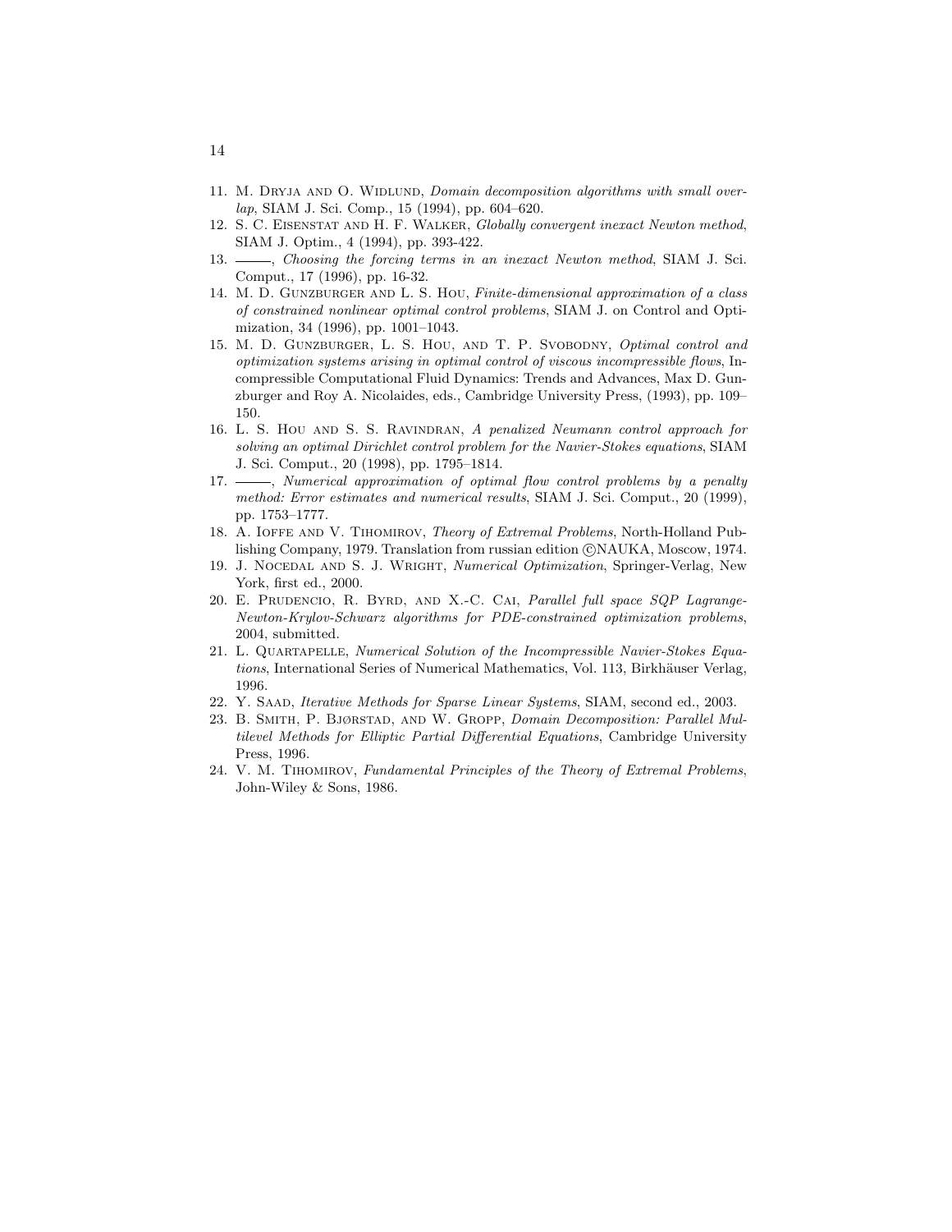11. M. Dryja and O. Widlund, *Domain decomposition algorithms with small overlap*, SIAM J. Sci. Comp., 15 (1994), pp. 604–620.
12. S. C. Eisenstat and H. F. Walker, *Globally convergent inexact Newton method*, SIAM J. Optim., 4 (1994), pp. 393-422.
13. ———, *Choosing the forcing terms in an inexact Newton method*, SIAM J. Sci. Comput., 17 (1996), pp. 16-32.
14. M. D. Gunzburger and L. S. Hou, *Finite-dimensional approximation of a class of constrained nonlinear optimal control problems*, SIAM J. on Control and Optimization, 34 (1996), pp. 1001–1043.
15. M. D. Gunzburger, L. S. Hou, and T. P. Svobodny, *Optimal control and optimization systems arising in optimal control of viscous incompressible flows*, Incompressible Computational Fluid Dynamics: Trends and Advances, Max D. Gunzburger and Roy A. Nicolaides, eds., Cambridge University Press, (1993), pp. 109–150.
16. L. S. Hou and S. S. Ravindran, *A penalized Neumann control approach for solving an optimal Dirichlet control problem for the Navier-Stokes equations*, SIAM J. Sci. Comput., 20 (1998), pp. 1795–1814.
17. ———, *Numerical approximation of optimal flow control problems by a penalty method: Error estimates and numerical results*, SIAM J. Sci. Comput., 20 (1999), pp. 1753–1777.
18. A. Ioffe and V. Tihomirov, *Theory of Extremal Problems*, North-Holland Publishing Company, 1979. Translation from russian edition ©NAUKA, Moscow, 1974.
19. J. Nocedal and S. J. Wright, *Numerical Optimization*, Springer-Verlag, New York, first ed., 2000.
20. E. Prudencio, R. Byrd, and X.-C. Cai, *Parallel full space SQP Lagrange-Newton-Krylov-Schwarz algorithms for PDE-constrained optimization problems*, 2004, submitted.
21. L. Quartapelle, *Numerical Solution of the Incompressible Navier-Stokes Equations*, International Series of Numerical Mathematics, Vol. 113, Birkhäuser Verlag, 1996.
22. Y. Saad, *Iterative Methods for Sparse Linear Systems*, SIAM, second ed., 2003.
23. B. Smith, P. Bjørstad, and W. Gropp, *Domain Decomposition: Parallel Multilevel Methods for Elliptic Partial Differential Equations*, Cambridge University Press, 1996.
24. V. M. Tihomirov, *Fundamental Principles of the Theory of Extremal Problems*, John-Wiley & Sons, 1986.